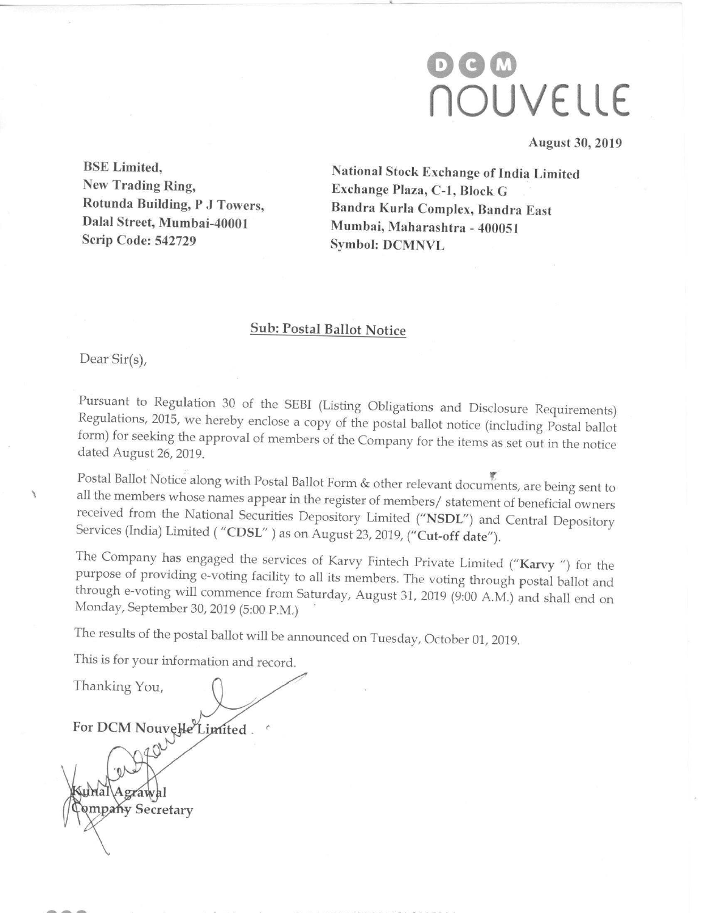DCM NOUVELLE

August 30, 2019

**BSE Limited,**
**New Trading Ring,**
**Rotunda Building, P J Towers,**
**Dalal Street, Mumbai-40001**
**Scrip Code: 542729**

**National Stock Exchange of India Limited**
**Exchange Plaza, C-1, Block G**
**Bandra Kurla Complex, Bandra East**
**Mumbai, Maharashtra - 400051**
**Symbol: DCMNVL**

**Sub: Postal Ballot Notice**

Dear Sir(s),

Pursuant to Regulation 30 of the SEBI (Listing Obligations and Disclosure Requirements) Regulations, 2015, we hereby enclose a copy of the postal ballot notice (including Postal ballot form) for seeking the approval of members of the Company for the items as set out in the notice dated August 26, 2019.

Postal Ballot Notice along with Postal Ballot Form & other relevant documents, are being sent to all the members whose names appear in the register of members/ statement of beneficial owners received from the National Securities Depository Limited ("**NSDL**") and Central Depository Services (India) Limited ( "**CDSL**" ) as on August 23, 2019, ("**Cut-off date**").

The Company has engaged the services of Karvy Fintech Private Limited ("**Karvy** ") for the purpose of providing e-voting facility to all its members. The voting through postal ballot and through e-voting will commence from Saturday, August 31, 2019 (9:00 A.M.) and shall end on Monday, September 30, 2019 (5:00 P.M.)

The results of the postal ballot will be announced on Tuesday, October 01, 2019.

This is for your information and record.

Thanking You,

**For DCM Nouvelle Limited**

**Kunal Agrawal**
**Company Secretary**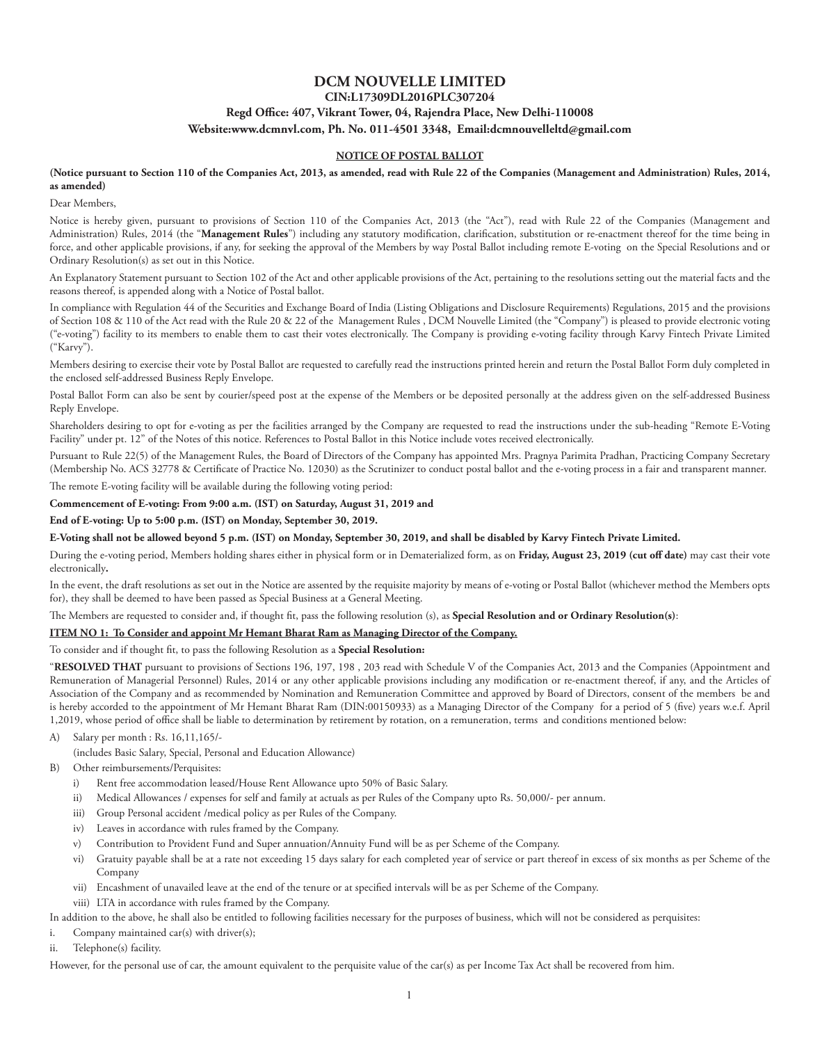# DCM NOUVELLE LIMITED

**CIN:L17309DL2016PLC307204**

**Regd Office: 407, Vikrant Tower, 04, Rajendra Place, New Delhi-110008**

**Website:www.dcmnvl.com, Ph. No. 011-4501 3348, Email:dcmnouvelleltd@gmail.com**

## NOTICE OF POSTAL BALLOT

**(Notice pursuant to Section 110 of the Companies Act, 2013, as amended, read with Rule 22 of the Companies (Management and Administration) Rules, 2014, as amended)**

Dear Members,

Notice is hereby given, pursuant to provisions of Section 110 of the Companies Act, 2013 (the "Act"), read with Rule 22 of the Companies (Management and Administration) Rules, 2014 (the "**Management Rules**") including any statutory modification, clarification, substitution or re-enactment thereof for the time being in force, and other applicable provisions, if any, for seeking the approval of the Members by way Postal Ballot including remote E-voting on the Special Resolutions and or Ordinary Resolution(s) as set out in this Notice.

An Explanatory Statement pursuant to Section 102 of the Act and other applicable provisions of the Act, pertaining to the resolutions setting out the material facts and the reasons thereof, is appended along with a Notice of Postal ballot.

In compliance with Regulation 44 of the Securities and Exchange Board of India (Listing Obligations and Disclosure Requirements) Regulations, 2015 and the provisions of Section 108 & 110 of the Act read with the Rule 20 & 22 of the Management Rules , DCM Nouvelle Limited (the "Company") is pleased to provide electronic voting ("e-voting") facility to its members to enable them to cast their votes electronically. The Company is providing e-voting facility through Karvy Fintech Private Limited ("Karvy").

Members desiring to exercise their vote by Postal Ballot are requested to carefully read the instructions printed herein and return the Postal Ballot Form duly completed in the enclosed self-addressed Business Reply Envelope.

Postal Ballot Form can also be sent by courier/speed post at the expense of the Members or be deposited personally at the address given on the self-addressed Business Reply Envelope.

Shareholders desiring to opt for e-voting as per the facilities arranged by the Company are requested to read the instructions under the sub-heading "Remote E-Voting Facility" under pt. 12" of the Notes of this notice. References to Postal Ballot in this Notice include votes received electronically.

Pursuant to Rule 22(5) of the Management Rules, the Board of Directors of the Company has appointed Mrs. Pragnya Parimita Pradhan, Practicing Company Secretary (Membership No. ACS 32778 & Certificate of Practice No. 12030) as the Scrutinizer to conduct postal ballot and the e-voting process in a fair and transparent manner.

The remote E-voting facility will be available during the following voting period:

**Commencement of E-voting: From 9:00 a.m. (IST) on Saturday, August 31, 2019 and**

**End of E-voting: Up to 5:00 p.m. (IST) on Monday, September 30, 2019.**

**E-Voting shall not be allowed beyond 5 p.m. (IST) on Monday, September 30, 2019, and shall be disabled by Karvy Fintech Private Limited.**

During the e-voting period, Members holding shares either in physical form or in Dematerialized form, as on **Friday, August 23, 2019 (cut off date)** may cast their vote electronically**.**

In the event, the draft resolutions as set out in the Notice are assented by the requisite majority by means of e-voting or Postal Ballot (whichever method the Members opts for), they shall be deemed to have been passed as Special Business at a General Meeting.

The Members are requested to consider and, if thought fit, pass the following resolution (s), as **Special Resolution and or Ordinary Resolution(s)**:

**ITEM NO 1: To Consider and appoint Mr Hemant Bharat Ram as Managing Director of the Company.**

To consider and if thought fit, to pass the following Resolution as a **Special Resolution:**

"**RESOLVED THAT** pursuant to provisions of Sections 196, 197, 198 , 203 read with Schedule V of the Companies Act, 2013 and the Companies (Appointment and Remuneration of Managerial Personnel) Rules, 2014 or any other applicable provisions including any modification or re-enactment thereof, if any, and the Articles of Association of the Company and as recommended by Nomination and Remuneration Committee and approved by Board of Directors, consent of the members be and is hereby accorded to the appointment of Mr Hemant Bharat Ram (DIN:00150933) as a Managing Director of the Company for a period of 5 (five) years w.e.f. April 1,2019, whose period of office shall be liable to determination by retirement by rotation, on a remuneration, terms and conditions mentioned below:

A) Salary per month : Rs. 16,11,165/-
   (includes Basic Salary, Special, Personal and Education Allowance)

B) Other reimbursements/Perquisites:
   i) Rent free accommodation leased/House Rent Allowance upto 50% of Basic Salary.
   ii) Medical Allowances / expenses for self and family at actuals as per Rules of the Company upto Rs. 50,000/- per annum.
   iii) Group Personal accident /medical policy as per Rules of the Company.
   iv) Leaves in accordance with rules framed by the Company.
   v) Contribution to Provident Fund and Super annuation/Annuity Fund will be as per Scheme of the Company.
   vi) Gratuity payable shall be at a rate not exceeding 15 days salary for each completed year of service or part thereof in excess of six months as per Scheme of the Company
   vii) Encashment of unavailed leave at the end of the tenure or at specified intervals will be as per Scheme of the Company.
   viii) LTA in accordance with rules framed by the Company.

In addition to the above, he shall also be entitled to following facilities necessary for the purposes of business, which will not be considered as perquisites:

i. Company maintained car(s) with driver(s);
ii. Telephone(s) facility.

However, for the personal use of car, the amount equivalent to the perquisite value of the car(s) as per Income Tax Act shall be recovered from him.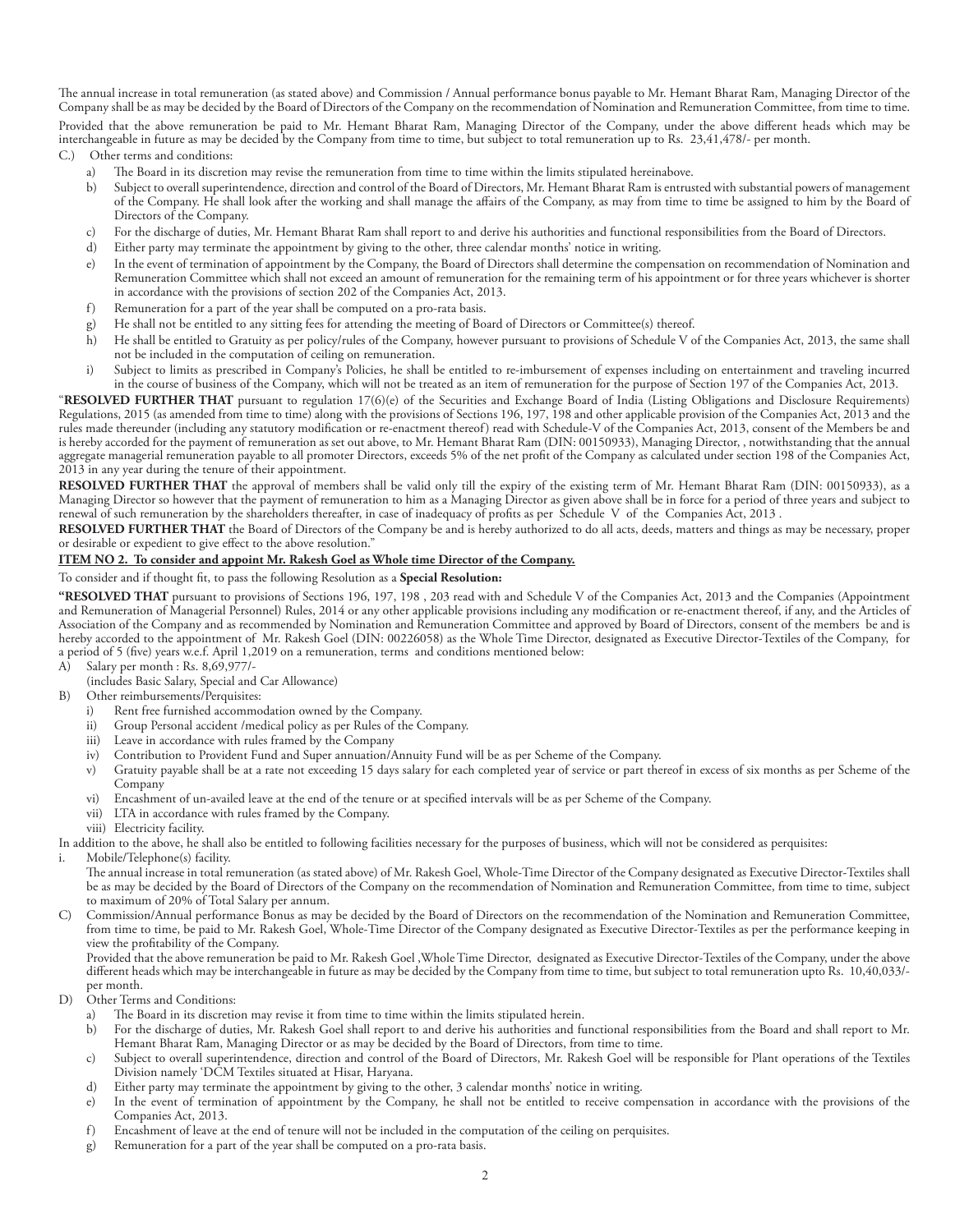The annual increase in total remuneration (as stated above) and Commission / Annual performance bonus payable to Mr. Hemant Bharat Ram, Managing Director of the Company shall be as may be decided by the Board of Directors of the Company on the recommendation of Nomination and Remuneration Committee, from time to time.

Provided that the above remuneration be paid to Mr. Hemant Bharat Ram, Managing Director of the Company, under the above different heads which may be interchangeable in future as may be decided by the Company from time to time, but subject to total remuneration up to Rs. 23,41,478/- per month.

C.) Other terms and conditions:

a) The Board in its discretion may revise the remuneration from time to time within the limits stipulated hereinabove.

b) Subject to overall superintendence, direction and control of the Board of Directors, Mr. Hemant Bharat Ram is entrusted with substantial powers of management of the Company. He shall look after the working and shall manage the affairs of the Company, as may from time to time be assigned to him by the Board of Directors of the Company.

c) For the discharge of duties, Mr. Hemant Bharat Ram shall report to and derive his authorities and functional responsibilities from the Board of Directors.

d) Either party may terminate the appointment by giving to the other, three calendar months' notice in writing.

e) In the event of termination of appointment by the Company, the Board of Directors shall determine the compensation on recommendation of Nomination and Remuneration Committee which shall not exceed an amount of remuneration for the remaining term of his appointment or for three years whichever is shorter in accordance with the provisions of section 202 of the Companies Act, 2013.

f) Remuneration for a part of the year shall be computed on a pro-rata basis.

g) He shall not be entitled to any sitting fees for attending the meeting of Board of Directors or Committee(s) thereof.

h) He shall be entitled to Gratuity as per policy/rules of the Company, however pursuant to provisions of Schedule V of the Companies Act, 2013, the same shall not be included in the computation of ceiling on remuneration.

i) Subject to limits as prescribed in Company's Policies, he shall be entitled to re-imbursement of expenses including on entertainment and traveling incurred in the course of business of the Company, which will not be treated as an item of remuneration for the purpose of Section 197 of the Companies Act, 2013.

"**RESOLVED FURTHER THAT** pursuant to regulation 17(6)(e) of the Securities and Exchange Board of India (Listing Obligations and Disclosure Requirements) Regulations, 2015 (as amended from time to time) along with the provisions of Sections 196, 197, 198 and other applicable provision of the Companies Act, 2013 and the rules made thereunder (including any statutory modification or re-enactment thereof) read with Schedule-V of the Companies Act, 2013, consent of the Members be and is hereby accorded for the payment of remuneration as set out above, to Mr. Hemant Bharat Ram (DIN: 00150933), Managing Director, , notwithstanding that the annual aggregate managerial remuneration payable to all promoter Directors, exceeds 5% of the net profit of the Company as calculated under section 198 of the Companies Act, 2013 in any year during the tenure of their appointment.

**RESOLVED FURTHER THAT** the approval of members shall be valid only till the expiry of the existing term of Mr. Hemant Bharat Ram (DIN: 00150933), as a Managing Director so however that the payment of remuneration to him as a Managing Director as given above shall be in force for a period of three years and subject to renewal of such remuneration by the shareholders thereafter, in case of inadequacy of profits as per Schedule V of the Companies Act, 2013 .

**RESOLVED FURTHER THAT** the Board of Directors of the Company be and is hereby authorized to do all acts, deeds, matters and things as may be necessary, proper or desirable or expedient to give effect to the above resolution."

**ITEM NO 2. To consider and appoint Mr. Rakesh Goel as Whole time Director of the Company.**

To consider and if thought fit, to pass the following Resolution as a **Special Resolution:**

**"RESOLVED THAT** pursuant to provisions of Sections 196, 197, 198 , 203 read with and Schedule V of the Companies Act, 2013 and the Companies (Appointment and Remuneration of Managerial Personnel) Rules, 2014 or any other applicable provisions including any modification or re-enactment thereof, if any, and the Articles of Association of the Company and as recommended by Nomination and Remuneration Committee and approved by Board of Directors, consent of the members be and is hereby accorded to the appointment of Mr. Rakesh Goel (DIN: 00226058) as the Whole Time Director, designated as Executive Director-Textiles of the Company, for a period of 5 (five) years w.e.f. April 1,2019 on a remuneration, terms and conditions mentioned below:

A) Salary per month : Rs. 8,69,977/-
(includes Basic Salary, Special and Car Allowance)

B) Other reimbursements/Perquisites:

i) Rent free furnished accommodation owned by the Company.

ii) Group Personal accident /medical policy as per Rules of the Company.

iii) Leave in accordance with rules framed by the Company

iv) Contribution to Provident Fund and Super annuation/Annuity Fund will be as per Scheme of the Company.

v) Gratuity payable shall be at a rate not exceeding 15 days salary for each completed year of service or part thereof in excess of six months as per Scheme of the Company

vi) Encashment of un-availed leave at the end of the tenure or at specified intervals will be as per Scheme of the Company.

vii) LTA in accordance with rules framed by the Company.

viii) Electricity facility.

In addition to the above, he shall also be entitled to following facilities necessary for the purposes of business, which will not be considered as perquisites:

i. Mobile/Telephone(s) facility.

The annual increase in total remuneration (as stated above) of Mr. Rakesh Goel, Whole-Time Director of the Company designated as Executive Director-Textiles shall be as may be decided by the Board of Directors of the Company on the recommendation of Nomination and Remuneration Committee, from time to time, subject to maximum of 20% of Total Salary per annum.

C) Commission/Annual performance Bonus as may be decided by the Board of Directors on the recommendation of the Nomination and Remuneration Committee, from time to time, be paid to Mr. Rakesh Goel, Whole-Time Director of the Company designated as Executive Director-Textiles as per the performance keeping in view the profitability of the Company.

Provided that the above remuneration be paid to Mr. Rakesh Goel ,Whole Time Director, designated as Executive Director-Textiles of the Company, under the above different heads which may be interchangeable in future as may be decided by the Company from time to time, but subject to total remuneration upto Rs. 10,40,033/- per month.

D) Other Terms and Conditions:

a) The Board in its discretion may revise it from time to time within the limits stipulated herein.

b) For the discharge of duties, Mr. Rakesh Goel shall report to and derive his authorities and functional responsibilities from the Board and shall report to Mr. Hemant Bharat Ram, Managing Director or as may be decided by the Board of Directors, from time to time.

c) Subject to overall superintendence, direction and control of the Board of Directors, Mr. Rakesh Goel will be responsible for Plant operations of the Textiles Division namely 'DCM Textiles situated at Hisar, Haryana.

d) Either party may terminate the appointment by giving to the other, 3 calendar months' notice in writing.

e) In the event of termination of appointment by the Company, he shall not be entitled to receive compensation in accordance with the provisions of the Companies Act, 2013.

f) Encashment of leave at the end of tenure will not be included in the computation of the ceiling on perquisites.

g) Remuneration for a part of the year shall be computed on a pro-rata basis.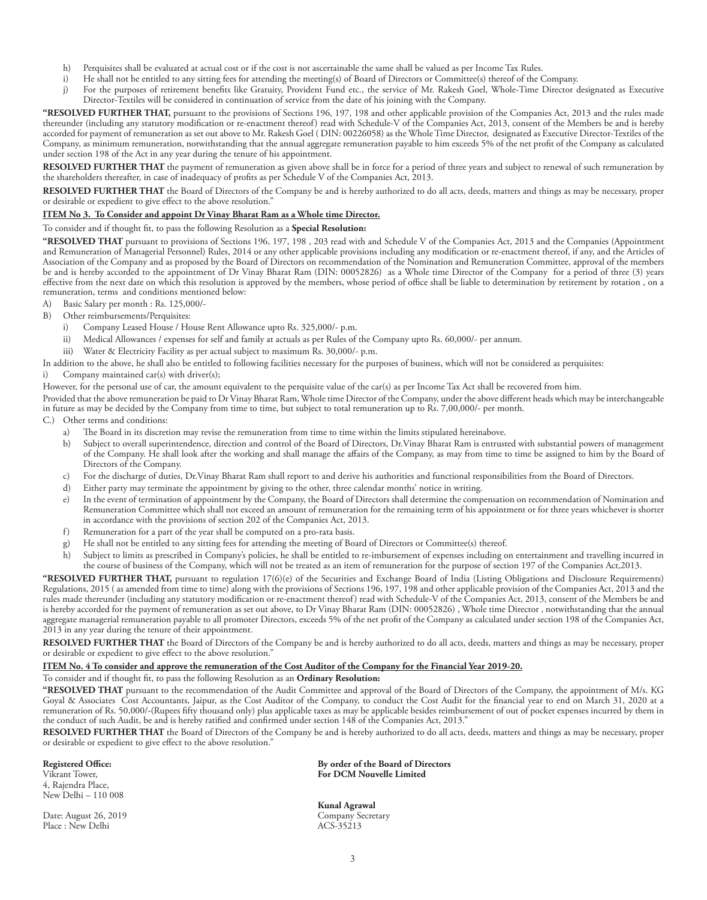h) Perquisites shall be evaluated at actual cost or if the cost is not ascertainable the same shall be valued as per Income Tax Rules.

i) He shall not be entitled to any sitting fees for attending the meeting(s) of Board of Directors or Committee(s) thereof of the Company.

j) For the purposes of retirement benefits like Gratuity, Provident Fund etc., the service of Mr. Rakesh Goel, Whole-Time Director designated as Executive Director-Textiles will be considered in continuation of service from the date of his joining with the Company.

**"RESOLVED FURTHER THAT,** pursuant to the provisions of Sections 196, 197, 198 and other applicable provision of the Companies Act, 2013 and the rules made thereunder (including any statutory modification or re-enactment thereof) read with Schedule-V of the Companies Act, 2013, consent of the Members be and is hereby accorded for payment of remuneration as set out above to Mr. Rakesh Goel ( DIN: 00226058) as the Whole Time Director, designated as Executive Director-Textiles of the Company, as minimum remuneration, notwithstanding that the annual aggregate remuneration payable to him exceeds 5% of the net profit of the Company as calculated under section 198 of the Act in any year during the tenure of his appointment.

**RESOLVED FURTHER THAT** the payment of remuneration as given above shall be in force for a period of three years and subject to renewal of such remuneration by the shareholders thereafter, in case of inadequacy of profits as per Schedule V of the Companies Act, 2013.

**RESOLVED FURTHER THAT** the Board of Directors of the Company be and is hereby authorized to do all acts, deeds, matters and things as may be necessary, proper or desirable or expedient to give effect to the above resolution."

**ITEM No 3. To Consider and appoint Dr Vinay Bharat Ram as a Whole time Director.**

To consider and if thought fit, to pass the following Resolution as a **Special Resolution:**

**"RESOLVED THAT** pursuant to provisions of Sections 196, 197, 198 , 203 read with and Schedule V of the Companies Act, 2013 and the Companies (Appointment and Remuneration of Managerial Personnel) Rules, 2014 or any other applicable provisions including any modification or re-enactment thereof, if any, and the Articles of Association of the Company and as proposed by the Board of Directors on recommendation of the Nomination and Remuneration Committee, approval of the members be and is hereby accorded to the appointment of Dr Vinay Bharat Ram (DIN: 00052826) as a Whole time Director of the Company for a period of three (3) years effective from the next date on which this resolution is approved by the members, whose period of office shall be liable to determination by retirement by rotation , on a remuneration, terms and conditions mentioned below:

A) Basic Salary per month : Rs. 125,000/-

B) Other reimbursements/Perquisites:

   i) Company Leased House / House Rent Allowance upto Rs. 325,000/- p.m.

   ii) Medical Allowances / expenses for self and family at actuals as per Rules of the Company upto Rs. 60,000/- per annum.

   iii) Water & Electricity Facility as per actual subject to maximum Rs. 30,000/- p.m.

In addition to the above, he shall also be entitled to following facilities necessary for the purposes of business, which will not be considered as perquisites:

i) Company maintained car(s) with driver(s);

However, for the personal use of car, the amount equivalent to the perquisite value of the car(s) as per Income Tax Act shall be recovered from him.

Provided that the above remuneration be paid to Dr Vinay Bharat Ram, Whole time Director of the Company, under the above different heads which may be interchangeable in future as may be decided by the Company from time to time, but subject to total remuneration up to Rs. 7,00,000/- per month.

C.) Other terms and conditions:

   a) The Board in its discretion may revise the remuneration from time to time within the limits stipulated hereinabove.

   b) Subject to overall superintendence, direction and control of the Board of Directors, Dr.Vinay Bharat Ram is entrusted with substantial powers of management of the Company. He shall look after the working and shall manage the affairs of the Company, as may from time to time be assigned to him by the Board of Directors of the Company.

   c) For the discharge of duties, Dr.Vinay Bharat Ram shall report to and derive his authorities and functional responsibilities from the Board of Directors.

   d) Either party may terminate the appointment by giving to the other, three calendar months' notice in writing.

   e) In the event of termination of appointment by the Company, the Board of Directors shall determine the compensation on recommendation of Nomination and Remuneration Committee which shall not exceed an amount of remuneration for the remaining term of his appointment or for three years whichever is shorter in accordance with the provisions of section 202 of the Companies Act, 2013.

   f) Remuneration for a part of the year shall be computed on a pro-rata basis.

   g) He shall not be entitled to any sitting fees for attending the meeting of Board of Directors or Committee(s) thereof.

   h) Subject to limits as prescribed in Company's policies, he shall be entitled to re-imbursement of expenses including on entertainment and travelling incurred in the course of business of the Company, which will not be treated as an item of remuneration for the purpose of section 197 of the Companies Act,2013.

**"RESOLVED FURTHER THAT,** pursuant to regulation 17(6)(e) of the Securities and Exchange Board of India (Listing Obligations and Disclosure Requirements) Regulations, 2015 ( as amended from time to time) along with the provisions of Sections 196, 197, 198 and other applicable provision of the Companies Act, 2013 and the rules made thereunder (including any statutory modification or re-enactment thereof) read with Schedule-V of the Companies Act, 2013, consent of the Members be and is hereby accorded for the payment of remuneration as set out above, to Dr Vinay Bharat Ram (DIN: 00052826) , Whole time Director , notwithstanding that the annual aggregate managerial remuneration payable to all promoter Directors, exceeds 5% of the net profit of the Company as calculated under section 198 of the Companies Act, 2013 in any year during the tenure of their appointment.

**RESOLVED FURTHER THAT** the Board of Directors of the Company be and is hereby authorized to do all acts, deeds, matters and things as may be necessary, proper or desirable or expedient to give effect to the above resolution."

**ITEM No. 4 To consider and approve the remuneration of the Cost Auditor of the Company for the Financial Year 2019-20.**

To consider and if thought fit, to pass the following Resolution as an **Ordinary Resolution:**

**"RESOLVED THAT** pursuant to the recommendation of the Audit Committee and approval of the Board of Directors of the Company, the appointment of M/s. KG Goyal & Associates Cost Accountants, Jaipur, as the Cost Auditor of the Company, to conduct the Cost Audit for the financial year to end on March 31, 2020 at a remuneration of Rs. 50,000/-(Rupees fifty thousand only) plus applicable taxes as may be applicable besides reimbursement of out of pocket expenses incurred by them in the conduct of such Audit, be and is hereby ratified and confirmed under section 148 of the Companies Act, 2013."

**RESOLVED FURTHER THAT** the Board of Directors of the Company be and is hereby authorized to do all acts, deeds, matters and things as may be necessary, proper or desirable or expedient to give effect to the above resolution."

**Registered Office:**
Vikrant Tower,
4, Rajendra Place,
New Delhi – 110 008

Date: August 26, 2019
Place : New Delhi

**By order of the Board of Directors**
**For DCM Nouvelle Limited**

**Kunal Agrawal**
Company Secretary
ACS-35213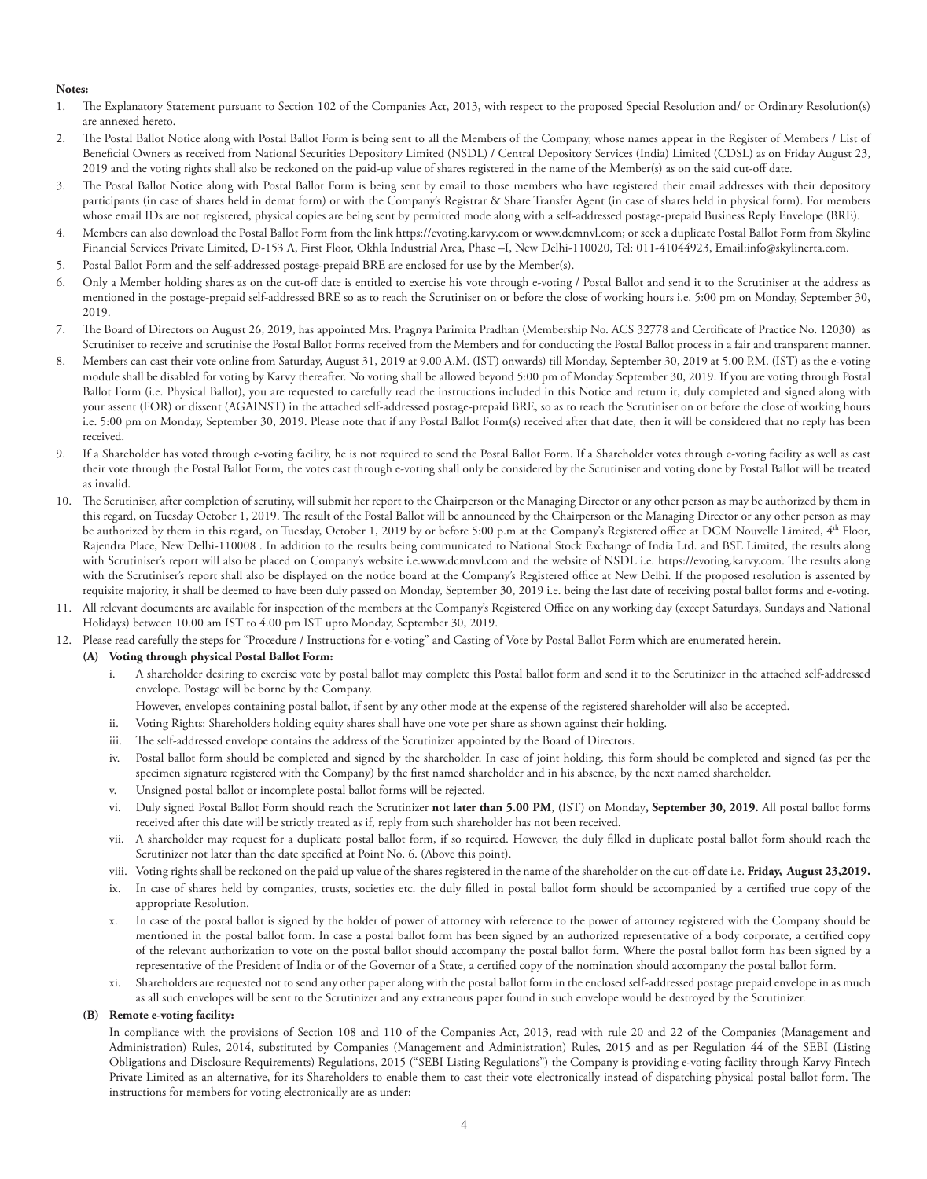**Notes:**

1. The Explanatory Statement pursuant to Section 102 of the Companies Act, 2013, with respect to the proposed Special Resolution and/ or Ordinary Resolution(s) are annexed hereto.
2. The Postal Ballot Notice along with Postal Ballot Form is being sent to all the Members of the Company, whose names appear in the Register of Members / List of Beneficial Owners as received from National Securities Depository Limited (NSDL) / Central Depository Services (India) Limited (CDSL) as on Friday August 23, 2019 and the voting rights shall also be reckoned on the paid-up value of shares registered in the name of the Member(s) as on the said cut-off date.
3. The Postal Ballot Notice along with Postal Ballot Form is being sent by email to those members who have registered their email addresses with their depository participants (in case of shares held in demat form) or with the Company's Registrar & Share Transfer Agent (in case of shares held in physical form). For members whose email IDs are not registered, physical copies are being sent by permitted mode along with a self-addressed postage-prepaid Business Reply Envelope (BRE).
4. Members can also download the Postal Ballot Form from the link https://evoting.karvy.com or www.dcmnvl.com; or seek a duplicate Postal Ballot Form from Skyline Financial Services Private Limited, D-153 A, First Floor, Okhla Industrial Area, Phase –I, New Delhi-110020, Tel: 011-41044923, Email:info@skylinerta.com.
5. Postal Ballot Form and the self-addressed postage-prepaid BRE are enclosed for use by the Member(s).
6. Only a Member holding shares as on the cut-off date is entitled to exercise his vote through e-voting / Postal Ballot and send it to the Scrutiniser at the address as mentioned in the postage-prepaid self-addressed BRE so as to reach the Scrutiniser on or before the close of working hours i.e. 5:00 pm on Monday, September 30, 2019.
7. The Board of Directors on August 26, 2019, has appointed Mrs. Pragnya Parimita Pradhan (Membership No. ACS 32778 and Certificate of Practice No. 12030) as Scrutiniser to receive and scrutinise the Postal Ballot Forms received from the Members and for conducting the Postal Ballot process in a fair and transparent manner.
8. Members can cast their vote online from Saturday, August 31, 2019 at 9.00 A.M. (IST) onwards) till Monday, September 30, 2019 at 5.00 P.M. (IST) as the e-voting module shall be disabled for voting by Karvy thereafter. No voting shall be allowed beyond 5:00 pm of Monday September 30, 2019. If you are voting through Postal Ballot Form (i.e. Physical Ballot), you are requested to carefully read the instructions included in this Notice and return it, duly completed and signed along with your assent (FOR) or dissent (AGAINST) in the attached self-addressed postage-prepaid BRE, so as to reach the Scrutiniser on or before the close of working hours i.e. 5:00 pm on Monday, September 30, 2019. Please note that if any Postal Ballot Form(s) received after that date, then it will be considered that no reply has been received.
9. If a Shareholder has voted through e-voting facility, he is not required to send the Postal Ballot Form. If a Shareholder votes through e-voting facility as well as cast their vote through the Postal Ballot Form, the votes cast through e-voting shall only be considered by the Scrutiniser and voting done by Postal Ballot will be treated as invalid.
10. The Scrutiniser, after completion of scrutiny, will submit her report to the Chairperson or the Managing Director or any other person as may be authorized by them in this regard, on Tuesday October 1, 2019. The result of the Postal Ballot will be announced by the Chairperson or the Managing Director or any other person as may be authorized by them in this regard, on Tuesday, October 1, 2019 by or before 5:00 p.m at the Company's Registered office at DCM Nouvelle Limited, 4th Floor, Rajendra Place, New Delhi-110008 . In addition to the results being communicated to National Stock Exchange of India Ltd. and BSE Limited, the results along with Scrutiniser's report will also be placed on Company's website i.e.www.dcmnvl.com and the website of NSDL i.e. https://evoting.karvy.com. The results along with the Scrutiniser's report shall also be displayed on the notice board at the Company's Registered office at New Delhi. If the proposed resolution is assented by requisite majority, it shall be deemed to have been duly passed on Monday, September 30, 2019 i.e. being the last date of receiving postal ballot forms and e-voting.
11. All relevant documents are available for inspection of the members at the Company's Registered Office on any working day (except Saturdays, Sundays and National Holidays) between 10.00 am IST to 4.00 pm IST upto Monday, September 30, 2019.
12. Please read carefully the steps for "Procedure / Instructions for e-voting" and Casting of Vote by Postal Ballot Form which are enumerated herein.

**(A) Voting through physical Postal Ballot Form:**

i. A shareholder desiring to exercise vote by postal ballot may complete this Postal ballot form and send it to the Scrutinizer in the attached self-addressed envelope. Postage will be borne by the Company.

However, envelopes containing postal ballot, if sent by any other mode at the expense of the registered shareholder will also be accepted.

ii. Voting Rights: Shareholders holding equity shares shall have one vote per share as shown against their holding.

iii. The self-addressed envelope contains the address of the Scrutinizer appointed by the Board of Directors.

iv. Postal ballot form should be completed and signed by the shareholder. In case of joint holding, this form should be completed and signed (as per the specimen signature registered with the Company) by the first named shareholder and in his absence, by the next named shareholder.

v. Unsigned postal ballot or incomplete postal ballot forms will be rejected.

vi. Duly signed Postal Ballot Form should reach the Scrutinizer **not later than 5.00 PM**, (IST) on Monday**, September 30, 2019.** All postal ballot forms received after this date will be strictly treated as if, reply from such shareholder has not been received.

vii. A shareholder may request for a duplicate postal ballot form, if so required. However, the duly filled in duplicate postal ballot form should reach the Scrutinizer not later than the date specified at Point No. 6. (Above this point).

viii. Voting rights shall be reckoned on the paid up value of the shares registered in the name of the shareholder on the cut-off date i.e. **Friday, August 23,2019.**

ix. In case of shares held by companies, trusts, societies etc. the duly filled in postal ballot form should be accompanied by a certified true copy of the appropriate Resolution.

x. In case of the postal ballot is signed by the holder of power of attorney with reference to the power of attorney registered with the Company should be mentioned in the postal ballot form. In case a postal ballot form has been signed by an authorized representative of a body corporate, a certified copy of the relevant authorization to vote on the postal ballot should accompany the postal ballot form. Where the postal ballot form has been signed by a representative of the President of India or of the Governor of a State, a certified copy of the nomination should accompany the postal ballot form.

xi. Shareholders are requested not to send any other paper along with the postal ballot form in the enclosed self-addressed postage prepaid envelope in as much as all such envelopes will be sent to the Scrutinizer and any extraneous paper found in such envelope would be destroyed by the Scrutinizer.

**(B) Remote e-voting facility:**

In compliance with the provisions of Section 108 and 110 of the Companies Act, 2013, read with rule 20 and 22 of the Companies (Management and Administration) Rules, 2014, substituted by Companies (Management and Administration) Rules, 2015 and as per Regulation 44 of the SEBI (Listing Obligations and Disclosure Requirements) Regulations, 2015 ("SEBI Listing Regulations") the Company is providing e-voting facility through Karvy Fintech Private Limited as an alternative, for its Shareholders to enable them to cast their vote electronically instead of dispatching physical postal ballot form. The instructions for members for voting electronically are as under: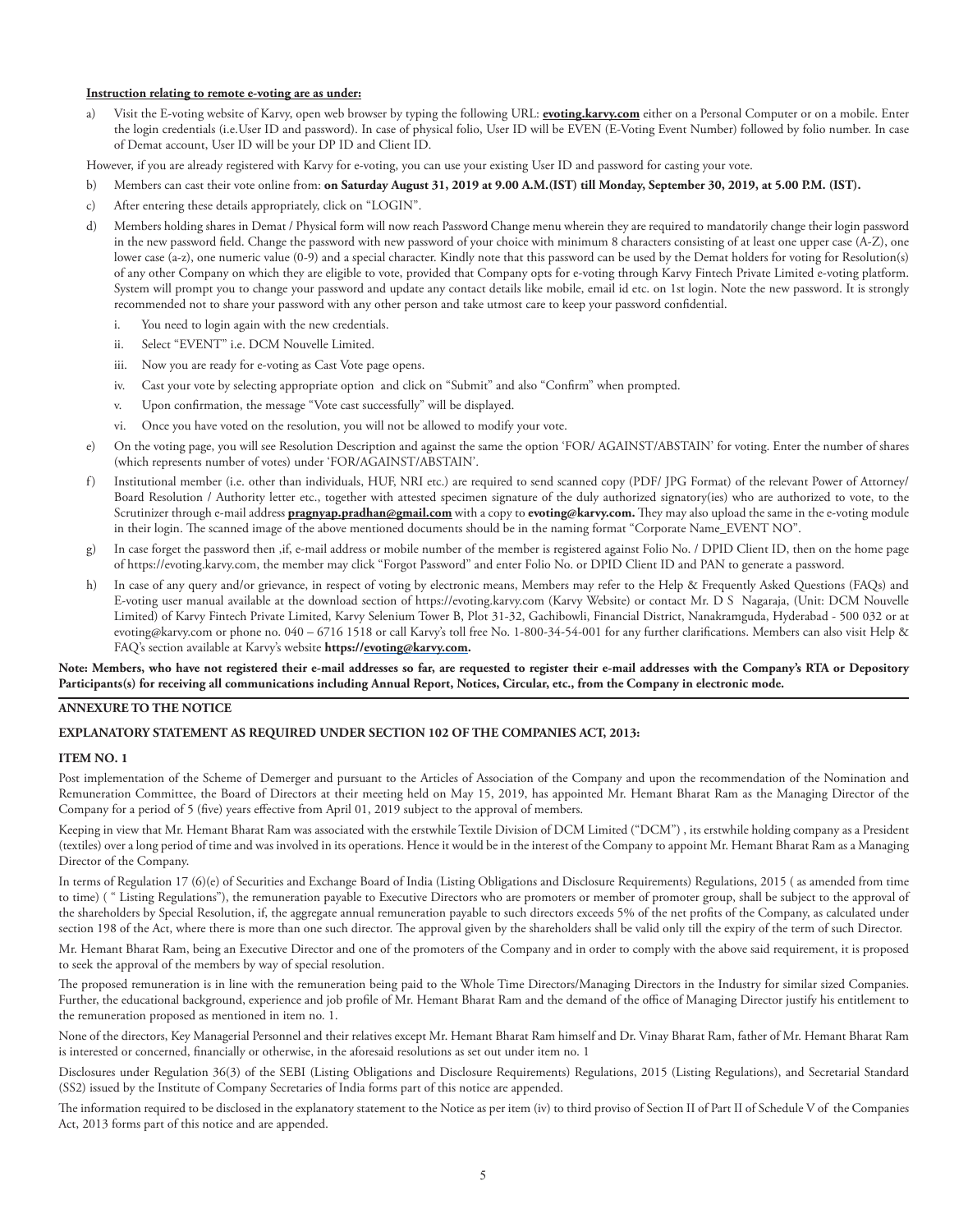**Instruction relating to remote e-voting are as under:**

a) Visit the E-voting website of Karvy, open web browser by typing the following URL: **evoting.karvy.com** either on a Personal Computer or on a mobile. Enter the login credentials (i.e.User ID and password). In case of physical folio, User ID will be EVEN (E-Voting Event Number) followed by folio number. In case of Demat account, User ID will be your DP ID and Client ID.

However, if you are already registered with Karvy for e-voting, you can use your existing User ID and password for casting your vote.

b) Members can cast their vote online from: **on Saturday August 31, 2019 at 9.00 A.M.(IST) till Monday, September 30, 2019, at 5.00 P.M. (IST).**

c) After entering these details appropriately, click on "LOGIN".

d) Members holding shares in Demat / Physical form will now reach Password Change menu wherein they are required to mandatorily change their login password in the new password field. Change the password with new password of your choice with minimum 8 characters consisting of at least one upper case (A-Z), one lower case (a-z), one numeric value (0-9) and a special character. Kindly note that this password can be used by the Demat holders for voting for Resolution(s) of any other Company on which they are eligible to vote, provided that Company opts for e-voting through Karvy Fintech Private Limited e-voting platform. System will prompt you to change your password and update any contact details like mobile, email id etc. on 1st login. Note the new password. It is strongly recommended not to share your password with any other person and take utmost care to keep your password confidential.

   i. You need to login again with the new credentials.

   ii. Select "EVENT" i.e. DCM Nouvelle Limited.

   iii. Now you are ready for e-voting as Cast Vote page opens.

   iv. Cast your vote by selecting appropriate option and click on "Submit" and also "Confirm" when prompted.

   v. Upon confirmation, the message "Vote cast successfully" will be displayed.

   vi. Once you have voted on the resolution, you will not be allowed to modify your vote.

e) On the voting page, you will see Resolution Description and against the same the option 'FOR/ AGAINST/ABSTAIN' for voting. Enter the number of shares (which represents number of votes) under 'FOR/AGAINST/ABSTAIN'.

f) Institutional member (i.e. other than individuals, HUF, NRI etc.) are required to send scanned copy (PDF/ JPG Format) of the relevant Power of Attorney/ Board Resolution / Authority letter etc., together with attested specimen signature of the duly authorized signatory(ies) who are authorized to vote, to the Scrutinizer through e-mail address **pragnyap.pradhan@gmail.com** with a copy to **evoting@karvy.com.** They may also upload the same in the e-voting module in their login. The scanned image of the above mentioned documents should be in the naming format "Corporate Name_EVENT NO".

g) In case forget the password then ,if, e-mail address or mobile number of the member is registered against Folio No. / DPID Client ID, then on the home page of https://evoting.karvy.com, the member may click "Forgot Password" and enter Folio No. or DPID Client ID and PAN to generate a password.

h) In case of any query and/or grievance, in respect of voting by electronic means, Members may refer to the Help & Frequently Asked Questions (FAQs) and E-voting user manual available at the download section of https://evoting.karvy.com (Karvy Website) or contact Mr. D S Nagaraja, (Unit: DCM Nouvelle Limited) of Karvy Fintech Private Limited, Karvy Selenium Tower B, Plot 31-32, Gachibowli, Financial District, Nanakramguda, Hyderabad - 500 032 or at evoting@karvy.com or phone no. 040 – 6716 1518 or call Karvy's toll free No. 1-800-34-54-001 for any further clarifications. Members can also visit Help & FAQ's section available at Karvy's website **https://evoting@karvy.com.**

**Note: Members, who have not registered their e-mail addresses so far, are requested to register their e-mail addresses with the Company's RTA or Depository Participants(s) for receiving all communications including Annual Report, Notices, Circular, etc., from the Company in electronic mode.**

## ANNEXURE TO THE NOTICE

### EXPLANATORY STATEMENT AS REQUIRED UNDER SECTION 102 OF THE COMPANIES ACT, 2013:

### ITEM NO. 1

Post implementation of the Scheme of Demerger and pursuant to the Articles of Association of the Company and upon the recommendation of the Nomination and Remuneration Committee, the Board of Directors at their meeting held on May 15, 2019, has appointed Mr. Hemant Bharat Ram as the Managing Director of the Company for a period of 5 (five) years effective from April 01, 2019 subject to the approval of members.

Keeping in view that Mr. Hemant Bharat Ram was associated with the erstwhile Textile Division of DCM Limited ("DCM") , its erstwhile holding company as a President (textiles) over a long period of time and was involved in its operations. Hence it would be in the interest of the Company to appoint Mr. Hemant Bharat Ram as a Managing Director of the Company.

In terms of Regulation 17 (6)(e) of Securities and Exchange Board of India (Listing Obligations and Disclosure Requirements) Regulations, 2015 ( as amended from time to time) ( " Listing Regulations"), the remuneration payable to Executive Directors who are promoters or member of promoter group, shall be subject to the approval of the shareholders by Special Resolution, if, the aggregate annual remuneration payable to such directors exceeds 5% of the net profits of the Company, as calculated under section 198 of the Act, where there is more than one such director. The approval given by the shareholders shall be valid only till the expiry of the term of such Director.

Mr. Hemant Bharat Ram, being an Executive Director and one of the promoters of the Company and in order to comply with the above said requirement, it is proposed to seek the approval of the members by way of special resolution.

The proposed remuneration is in line with the remuneration being paid to the Whole Time Directors/Managing Directors in the Industry for similar sized Companies. Further, the educational background, experience and job profile of Mr. Hemant Bharat Ram and the demand of the office of Managing Director justify his entitlement to the remuneration proposed as mentioned in item no. 1.

None of the directors, Key Managerial Personnel and their relatives except Mr. Hemant Bharat Ram himself and Dr. Vinay Bharat Ram, father of Mr. Hemant Bharat Ram is interested or concerned, financially or otherwise, in the aforesaid resolutions as set out under item no. 1

Disclosures under Regulation 36(3) of the SEBI (Listing Obligations and Disclosure Requirements) Regulations, 2015 (Listing Regulations), and Secretarial Standard (SS2) issued by the Institute of Company Secretaries of India forms part of this notice are appended.

The information required to be disclosed in the explanatory statement to the Notice as per item (iv) to third proviso of Section II of Part II of Schedule V of the Companies Act, 2013 forms part of this notice and are appended.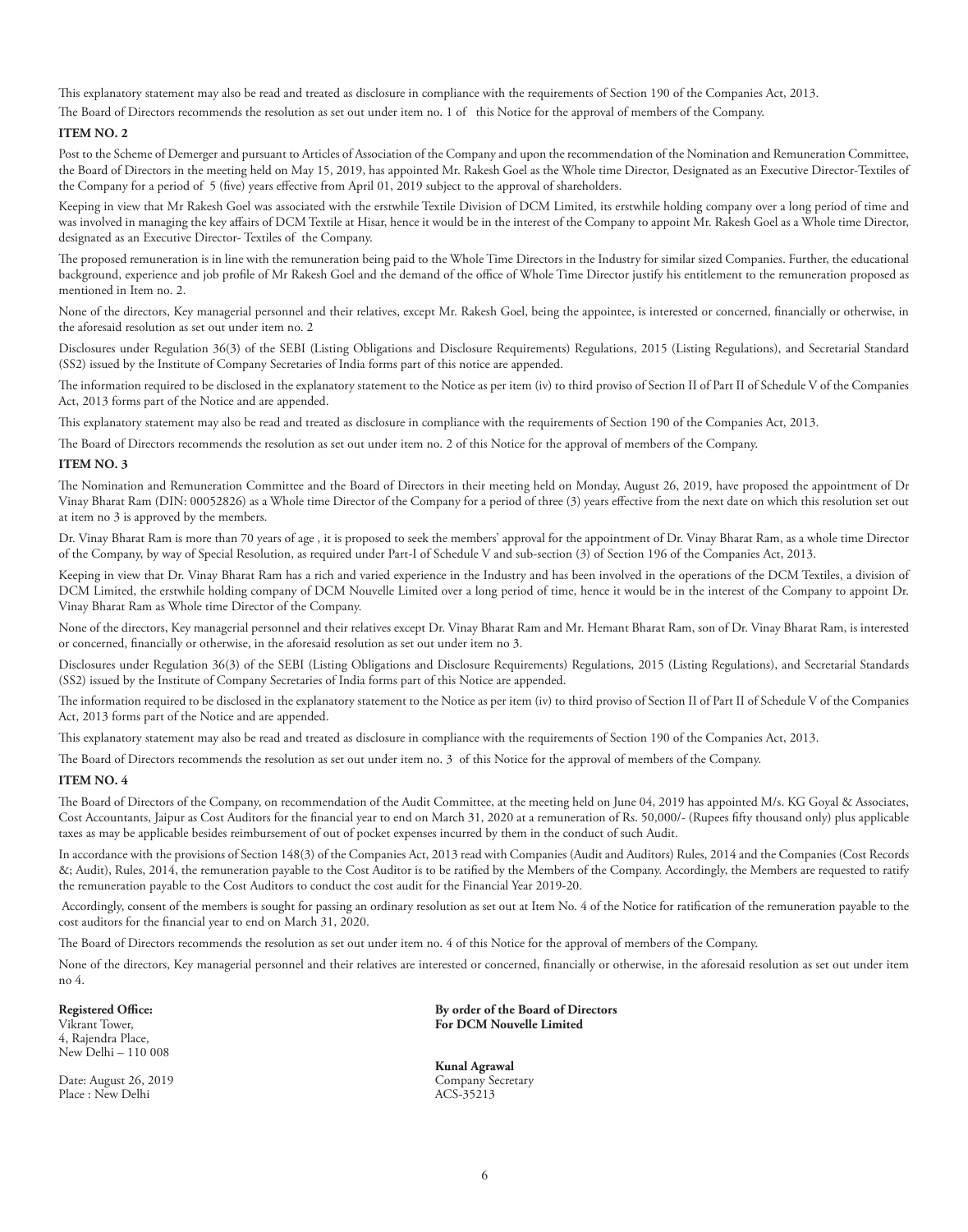This explanatory statement may also be read and treated as disclosure in compliance with the requirements of Section 190 of the Companies Act, 2013.

The Board of Directors recommends the resolution as set out under item no. 1 of this Notice for the approval of members of the Company.

**ITEM NO. 2**

Post to the Scheme of Demerger and pursuant to Articles of Association of the Company and upon the recommendation of the Nomination and Remuneration Committee, the Board of Directors in the meeting held on May 15, 2019, has appointed Mr. Rakesh Goel as the Whole time Director, Designated as an Executive Director-Textiles of the Company for a period of 5 (five) years effective from April 01, 2019 subject to the approval of shareholders.

Keeping in view that Mr Rakesh Goel was associated with the erstwhile Textile Division of DCM Limited, its erstwhile holding company over a long period of time and was involved in managing the key affairs of DCM Textile at Hisar, hence it would be in the interest of the Company to appoint Mr. Rakesh Goel as a Whole time Director, designated as an Executive Director- Textiles of the Company.

The proposed remuneration is in line with the remuneration being paid to the Whole Time Directors in the Industry for similar sized Companies. Further, the educational background, experience and job profile of Mr Rakesh Goel and the demand of the office of Whole Time Director justify his entitlement to the remuneration proposed as mentioned in Item no. 2.

None of the directors, Key managerial personnel and their relatives, except Mr. Rakesh Goel, being the appointee, is interested or concerned, financially or otherwise, in the aforesaid resolution as set out under item no. 2

Disclosures under Regulation 36(3) of the SEBI (Listing Obligations and Disclosure Requirements) Regulations, 2015 (Listing Regulations), and Secretarial Standard (SS2) issued by the Institute of Company Secretaries of India forms part of this notice are appended.

The information required to be disclosed in the explanatory statement to the Notice as per item (iv) to third proviso of Section II of Part II of Schedule V of the Companies Act, 2013 forms part of the Notice and are appended.

This explanatory statement may also be read and treated as disclosure in compliance with the requirements of Section 190 of the Companies Act, 2013.

The Board of Directors recommends the resolution as set out under item no. 2 of this Notice for the approval of members of the Company.

**ITEM NO. 3**

The Nomination and Remuneration Committee and the Board of Directors in their meeting held on Monday, August 26, 2019, have proposed the appointment of Dr Vinay Bharat Ram (DIN: 00052826) as a Whole time Director of the Company for a period of three (3) years effective from the next date on which this resolution set out at item no 3 is approved by the members.

Dr. Vinay Bharat Ram is more than 70 years of age , it is proposed to seek the members' approval for the appointment of Dr. Vinay Bharat Ram, as a whole time Director of the Company, by way of Special Resolution, as required under Part-I of Schedule V and sub-section (3) of Section 196 of the Companies Act, 2013.

Keeping in view that Dr. Vinay Bharat Ram has a rich and varied experience in the Industry and has been involved in the operations of the DCM Textiles, a division of DCM Limited, the erstwhile holding company of DCM Nouvelle Limited over a long period of time, hence it would be in the interest of the Company to appoint Dr. Vinay Bharat Ram as Whole time Director of the Company.

None of the directors, Key managerial personnel and their relatives except Dr. Vinay Bharat Ram and Mr. Hemant Bharat Ram, son of Dr. Vinay Bharat Ram, is interested or concerned, financially or otherwise, in the aforesaid resolution as set out under item no 3.

Disclosures under Regulation 36(3) of the SEBI (Listing Obligations and Disclosure Requirements) Regulations, 2015 (Listing Regulations), and Secretarial Standards (SS2) issued by the Institute of Company Secretaries of India forms part of this Notice are appended.

The information required to be disclosed in the explanatory statement to the Notice as per item (iv) to third proviso of Section II of Part II of Schedule V of the Companies Act, 2013 forms part of the Notice and are appended.

This explanatory statement may also be read and treated as disclosure in compliance with the requirements of Section 190 of the Companies Act, 2013.

The Board of Directors recommends the resolution as set out under item no. 3 of this Notice for the approval of members of the Company.

**ITEM NO. 4**

The Board of Directors of the Company, on recommendation of the Audit Committee, at the meeting held on June 04, 2019 has appointed M/s. KG Goyal & Associates, Cost Accountants, Jaipur as Cost Auditors for the financial year to end on March 31, 2020 at a remuneration of Rs. 50,000/- (Rupees fifty thousand only) plus applicable taxes as may be applicable besides reimbursement of out of pocket expenses incurred by them in the conduct of such Audit.

In accordance with the provisions of Section 148(3) of the Companies Act, 2013 read with Companies (Audit and Auditors) Rules, 2014 and the Companies (Cost Records &; Audit), Rules, 2014, the remuneration payable to the Cost Auditor is to be ratified by the Members of the Company. Accordingly, the Members are requested to ratify the remuneration payable to the Cost Auditors to conduct the cost audit for the Financial Year 2019-20.

Accordingly, consent of the members is sought for passing an ordinary resolution as set out at Item No. 4 of the Notice for ratification of the remuneration payable to the cost auditors for the financial year to end on March 31, 2020.

The Board of Directors recommends the resolution as set out under item no. 4 of this Notice for the approval of members of the Company.

None of the directors, Key managerial personnel and their relatives are interested or concerned, financially or otherwise, in the aforesaid resolution as set out under item no 4.

**Registered Office:**
Vikrant Tower,
4, Rajendra Place,
New Delhi – 110 008

Date: August 26, 2019
Place : New Delhi

**By order of the Board of Directors**
**For DCM Nouvelle Limited**

**Kunal Agrawal**
Company Secretary
ACS-35213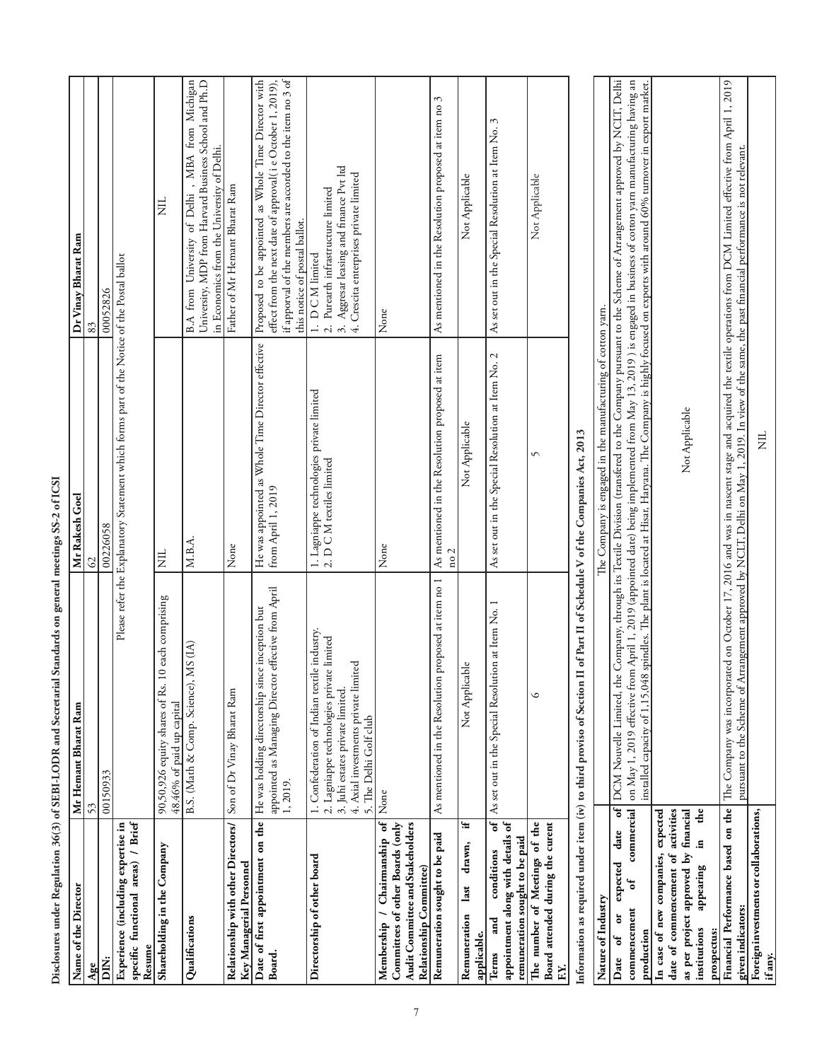**Disclosures under Regulation 36(3) of SEBI-LODR and Secretarial Standards on general meetings SS-2 of ICSI**

| Name of the Director | Mr Hemant Bharat Ram | Mr Rakesh Goel | Dr Vinay Bharat Ram |
|---|---|---|---|
| Age | 53 | 62 | 83 |
| DIN: | 00150933 | 00226058 | 00052826 |
| Experience (including expertise in specific functional areas) / Brief Resume | Please refer the Explanatory Statement which forms part of the Notice of the Postal ballot | | |
| Shareholding in the Company | 90,50,926 equity shares of Rs. 10 each comprising 48.46% of paid up capital | NIL | NIL |
| Qualifications | B.S. (Math & Comp. Science), MS (IA) | M.B.A. | B.A from University of Delhi , MBA from Michigan University, MDP from Harvard Business School and Ph.D in Economics from the University of Delhi. |
| Relationship with other Directors/ Key Managerial Personnel | Son of Dr Vinay Bharat Ram | None | Father of Mr Hemant Bharat Ram |
| Date of first appointment on the Board. | He was holding directorship since inception but appointed as Managing Director effective from April 1, 2019. | He was appointed as Whole Time Director effective from April 1, 2019 | Proposed to be appointed as Whole Time Director with effect from the next date of approval( i e October 1, 2019), if apporval of the members are accorded to the item no 3 of this notice of postal ballot. |
| Directorship of other board | 1. Confederation of Indian textile industry. 2. Lagniappe technologies private limited 3. Juhi estates private limited. 4. Axial investments private limited 5. The Delhi Golf club | 1. Lagniappe technologies private limited 2. D C M textiles limited | 1. D C M limited 2. Purearth infrastructure limited 3. Aggresar leasing and finance Pvt ltd 4. Crescita enterprises private limited |
| Membership / Chairmanship of Committees of other Boards (only Audit Committee and Stakeholders Relationship Committee) | None | None | None |
| Remuneration sought to be paid | As mentioned in the Resolution proposed at item no 1 | As mentioned in the Resolution proposed at item no 2 | As mentioned in the Resolution proposed at item no 3 |
| Remuneration last drawn, if applicable. | Not Applicable | Not Applicable | Not Applicable |
| Terms and conditions of appointment along with details of remuneration sought to be paid | As set out in the Special Resolution at Item No. 1 | As set out in the Special Resolution at Item No. 2 | As set out in the Special Resolution at Item No. 3 |
| The number of Meetings of the Board attended during the curent F.Y. | 6 | 5 | Not Applicable |

**Information as required under item (iv) to third proviso of Section II of Part II of Schedule V of the Companies Act, 2013**

| | |
|---|---|
| Nature of Industry | The Company is engaged in the manufacturing of cotton yarn. |
| Date of or expected date of commencement of commercial production | DCM Nouvelle Limited, the Company, through its Textile Division (transfered to the Company pursuant to the Scheme of Arrangement approved by NCLT, Delhi on May 1, 2019 effective from April 1, 2019 (appointed date) being implemented from May 13, 2019 ) is engaged in business of cotton yarn manufacturing having an installed capacity of 1,15,048 spindles. The plant is located at Hisar, Haryana. The Company is highly focused on exports with around 60% turnover in export market. |
| In case of new companies, expected date of commencement of activities as per project approved by financial institutions appearing in the prospectus: | Not Applicable |
| Financial Performance based on the given indicators: | The Company was incorporated on October 17, 2016 and was in nascent stage and acquired the textile operations from DCM Limited effective from April 1, 2019 pursuant to the Scheme of Arrangement approved by NCLT, Delhi on May 1, 2019. In view of the same, the past financial performance is not relevant. |
| Foreign investments or collaborations, if any. | NIL |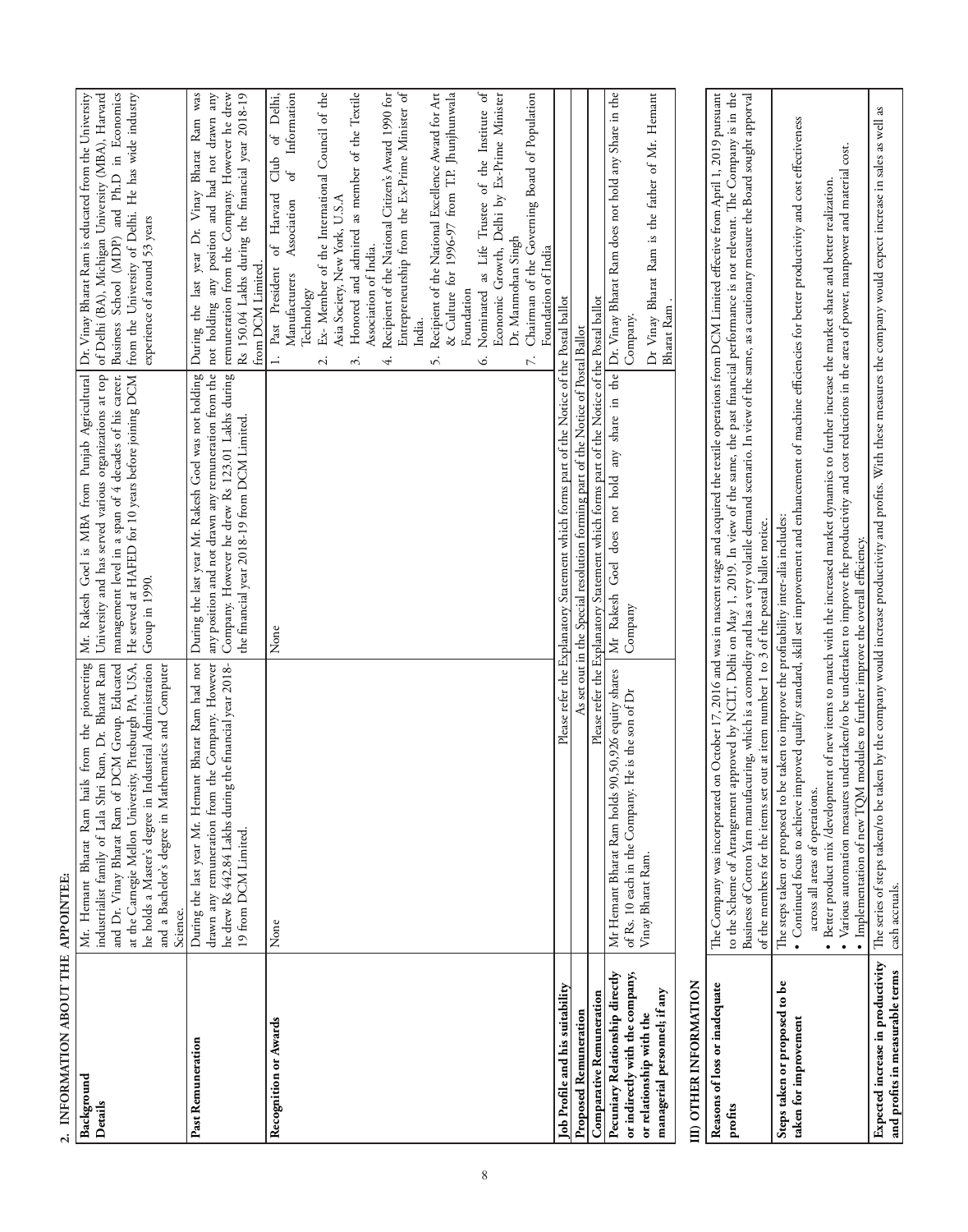## 2. INFORMATION ABOUT THE APPOINTEE:

| | | | |
|---|---|---|---|
| **Background Details** | Mr. Hemant Bharat Ram hails from the pioneering industrialist family of Lala Shri Ram, Dr. Bharat Ram and Dr. Vinay Bharat Ram of DCM Group. Educated at the Carnegie Mellon University, Pittsburgh PA, USA, he holds a Master's degree in Industrial Administration and a Bachelor's degree in Mathematics and Computer Science. | Mr. Rakesh Goel is MBA from Punjab Agricultural University and has served various organizations at top management level in a span of 4 decades of his career. He served at HAFED for 10 years before joining DCM Group in 1990. | Dr. Vinay Bharat Ram is educated from the University of Delhi (BA), Michigan University (MBA), Harvard Business School (MDP) and Ph.D in Economics from the University of Delhi. He has wide industry experience of around 53 years |
| **Past Remuneration** | During the last year Mr. Hemant Bharat Ram had not drawn any remuneration from the Company. However he drew Rs 442.84 Lakhs during the financial year 2018-19 from DCM Limited. | During the last year Mr. Rakesh Goel was not holding any position and not drawn any remuneration from the Company. However he drew Rs 123.01 Lakhs during the financial year 2018-19 from DCM Limited. | During the last year Dr. Vinay Bharat Ram was not holding any position and had not drawn any remuneration from the Company. However he drew Rs 150.04 Lakhs during the financial year 2018-19 from DCM Limited. |
| **Recognition or Awards** | None | None | 1. Past President of Harvard Club of Delhi, Manufacturers Association of Information Technology<br>2. Ex- Member of the International Council of the Asia Society, New York, U.S.A<br>3. Honored and admired as member of the Textile Association of India.<br>4. Recipient of the National Citizen's Award 1990 for Entrepreneurship from the Ex-Prime Minister of India.<br>5. Recipient of the National Excellence Award for Art & Culture for 1996-97 from T.P. Jhunjhunwala Foundation<br>6. Nominated as Life Trustee of the Institute of Economic Growth, Delhi by Ex-Prime Minister Dr. Manmohan Singh<br>7. Chairman of the Governing Board of Population Foundation of India |
| **Job Profile and his suitability** | Please refer the Explanatory Statement which forms part of the Notice of the Postal ballot | | |
| **Proposed Remuneration** | As set out in the Special resolution forming part of the Notice of Postal Ballot | | |
| **Comparative Remuneration** | Please refer the Explanatory Statement which forms part of the Notice of the Postal ballot | | |
| **Pecuniary Relationship directly or indirectly with the company, or relationship with the managerial personnel; if any** | Mr Hemant Bharat Ram holds 90,50,926 equity shares of Rs. 10 each in the Company. He is the son of Dr Vinay Bharat Ram. | Mr Rakesh Goel does not hold any share in the Company | Dr. Vinay Bharat Ram does not hold any Share in the Company.<br><br>Dr Vinay Bharat Ram is the father of Mr. Hemant Bharat Ram . |

## III) OTHER INFORMATION

| | |
|---|---|
| **Reasons of loss or inadequate profits** | The Company was incorporated on October 17, 2016 and was in nascent stage and acquired the textile operations from DCM Limited effective from April 1, 2019 pursuant to the Scheme of Arrangement approved by NCLT, Delhi on May 1, 2019. In view of the same, the past financial performance is not relevant. The Company is in the Business of Cotton Yarn manufacturing, which is a commodity and has a very volatile demand scenario. In view of the same, as a cautionary measure the Board sought approval of the members for the items set out at item number 1 to 3 of the postal ballot notice. |
| **Steps taken or proposed to be taken for improvement** | The steps taken or proposed to be taken to improve the profitability inter-alia includes:<br>• Continued focus to achieve improved quality standard, skill set improvement and enhancement of machine efficiencies for better productivity and cost effectiveness across all areas of operations.<br>• Better product mix /development of new items to match with the increased market dynamics to further increase the market share and better realization.<br>• Various automation measures undertaken/to be undertaken to improve the productivity and cost reductions in the area of power, manpower and material cost.<br>• Implementation of new TQM modules to further improve the overall efficiency. |
| **Expected increase in productivity and profits in measurable terms** | The series of steps taken/to be taken by the company would increase productivity and profits. With these measures the company would expect increase in sales as well as cash accruals. |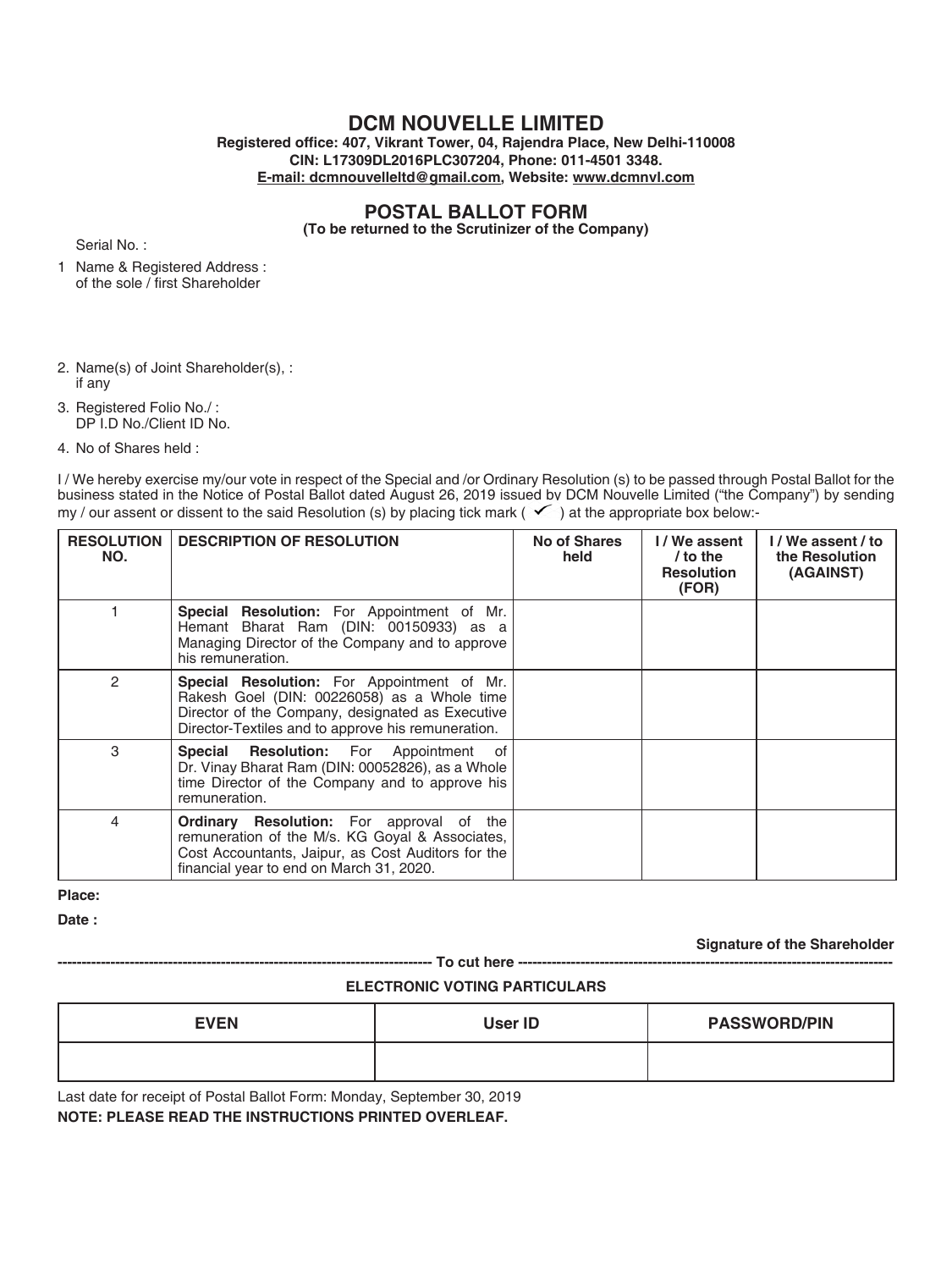# DCM NOUVELLE LIMITED

**Registered office: 407, Vikrant Tower, 04, Rajendra Place, New Delhi-110008**
**CIN: L17309DL2016PLC307204, Phone: 011-4501 3348.**
**E-mail: dcmnouvelleltd@gmail.com, Website: www.dcmnvl.com**

## POSTAL BALLOT FORM

**(To be returned to the Scrutinizer of the Company)**

Serial No. :

1. Name & Registered Address : of the sole / first Shareholder

2. Name(s) of Joint Shareholder(s), : if any

3. Registered Folio No./ : DP I.D No./Client ID No.

4. No of Shares held :

I / We hereby exercise my/our vote in respect of the Special and /or Ordinary Resolution (s) to be passed through Postal Ballot for the business stated in the Notice of Postal Ballot dated August 26, 2019 issued by DCM Nouvelle Limited ("the Company") by sending my / our assent or dissent to the said Resolution (s) by placing tick mark ( ✓ ) at the appropriate box below:-

| RESOLUTION NO. | DESCRIPTION OF RESOLUTION | No of Shares held | I / We assent / to the Resolution (FOR) | I / We assent / to the Resolution (AGAINST) |
|---|---|---|---|---|
| 1 | **Special Resolution:** For Appointment of Mr. Hemant Bharat Ram (DIN: 00150933) as a Managing Director of the Company and to approve his remuneration. | | | |
| 2 | **Special Resolution:** For Appointment of Mr. Rakesh Goel (DIN: 00226058) as a Whole time Director of the Company, designated as Executive Director-Textiles and to approve his remuneration. | | | |
| 3 | **Special Resolution:** For Appointment of Dr. Vinay Bharat Ram (DIN: 00052826), as a Whole time Director of the Company and to approve his remuneration. | | | |
| 4 | **Ordinary Resolution:** For approval of the remuneration of the M/s. KG Goyal & Associates, Cost Accountants, Jaipur, as Cost Auditors for the financial year to end on March 31, 2020. | | | |

**Place:**

**Date :**

**Signature of the Shareholder**

---------------------------------------------------------------------------- To cut here ----------------------------------------------------------------------------

**ELECTRONIC VOTING PARTICULARS**

| EVEN | User ID | PASSWORD/PIN |
|---|---|---|
| | | |

Last date for receipt of Postal Ballot Form: Monday, September 30, 2019

**NOTE: PLEASE READ THE INSTRUCTIONS PRINTED OVERLEAF.**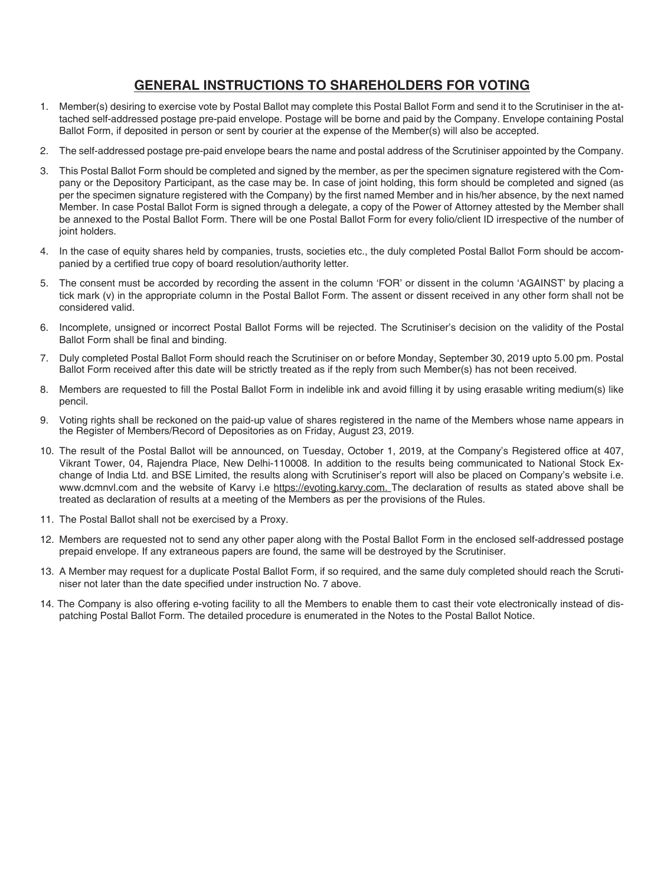## GENERAL INSTRUCTIONS TO SHAREHOLDERS FOR VOTING

1. Member(s) desiring to exercise vote by Postal Ballot may complete this Postal Ballot Form and send it to the Scrutiniser in the attached self-addressed postage pre-paid envelope. Postage will be borne and paid by the Company. Envelope containing Postal Ballot Form, if deposited in person or sent by courier at the expense of the Member(s) will also be accepted.
2. The self-addressed postage pre-paid envelope bears the name and postal address of the Scrutiniser appointed by the Company.
3. This Postal Ballot Form should be completed and signed by the member, as per the specimen signature registered with the Company or the Depository Participant, as the case may be. In case of joint holding, this form should be completed and signed (as per the specimen signature registered with the Company) by the first named Member and in his/her absence, by the next named Member. In case Postal Ballot Form is signed through a delegate, a copy of the Power of Attorney attested by the Member shall be annexed to the Postal Ballot Form. There will be one Postal Ballot Form for every folio/client ID irrespective of the number of joint holders.
4. In the case of equity shares held by companies, trusts, societies etc., the duly completed Postal Ballot Form should be accompanied by a certified true copy of board resolution/authority letter.
5. The consent must be accorded by recording the assent in the column 'FOR' or dissent in the column 'AGAINST' by placing a tick mark (v) in the appropriate column in the Postal Ballot Form. The assent or dissent received in any other form shall not be considered valid.
6. Incomplete, unsigned or incorrect Postal Ballot Forms will be rejected. The Scrutiniser's decision on the validity of the Postal Ballot Form shall be final and binding.
7. Duly completed Postal Ballot Form should reach the Scrutiniser on or before Monday, September 30, 2019 upto 5.00 pm. Postal Ballot Form received after this date will be strictly treated as if the reply from such Member(s) has not been received.
8. Members are requested to fill the Postal Ballot Form in indelible ink and avoid filling it by using erasable writing medium(s) like pencil.
9. Voting rights shall be reckoned on the paid-up value of shares registered in the name of the Members whose name appears in the Register of Members/Record of Depositories as on Friday, August 23, 2019.
10. The result of the Postal Ballot will be announced, on Tuesday, October 1, 2019, at the Company's Registered office at 407, Vikrant Tower, 04, Rajendra Place, New Delhi-110008. In addition to the results being communicated to National Stock Exchange of India Ltd. and BSE Limited, the results along with Scrutiniser's report will also be placed on Company's website i.e. www.dcmnvl.com and the website of Karvy i.e https://evoting.karvy.com. The declaration of results as stated above shall be treated as declaration of results at a meeting of the Members as per the provisions of the Rules.
11. The Postal Ballot shall not be exercised by a Proxy.
12. Members are requested not to send any other paper along with the Postal Ballot Form in the enclosed self-addressed postage prepaid envelope. If any extraneous papers are found, the same will be destroyed by the Scrutiniser.
13. A Member may request for a duplicate Postal Ballot Form, if so required, and the same duly completed should reach the Scrutiniser not later than the date specified under instruction No. 7 above.
14. The Company is also offering e-voting facility to all the Members to enable them to cast their vote electronically instead of dispatching Postal Ballot Form. The detailed procedure is enumerated in the Notes to the Postal Ballot Notice.